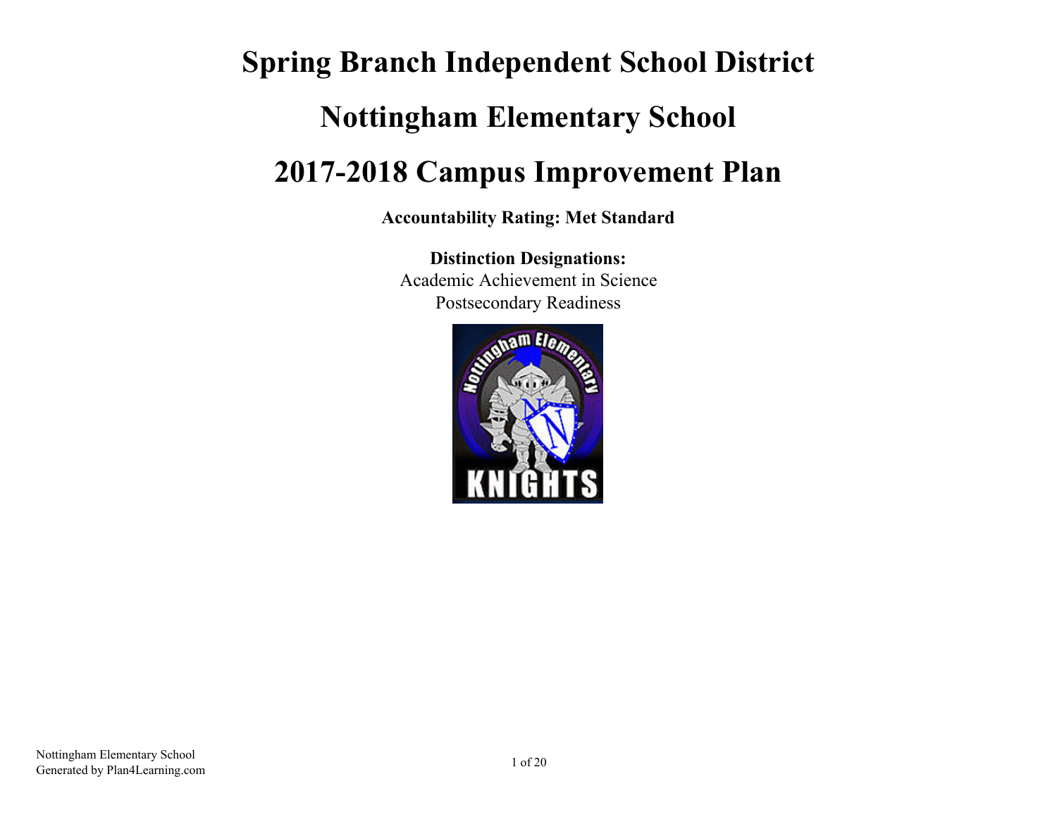# Spring Branch Independent School District

# Nottingham Elementary School

# 2017-2018 Campus Improvement Plan

**Accountability Rating: Met Standard**

**Distinction Designations:**
Academic Achievement in Science
Postsecondary Readiness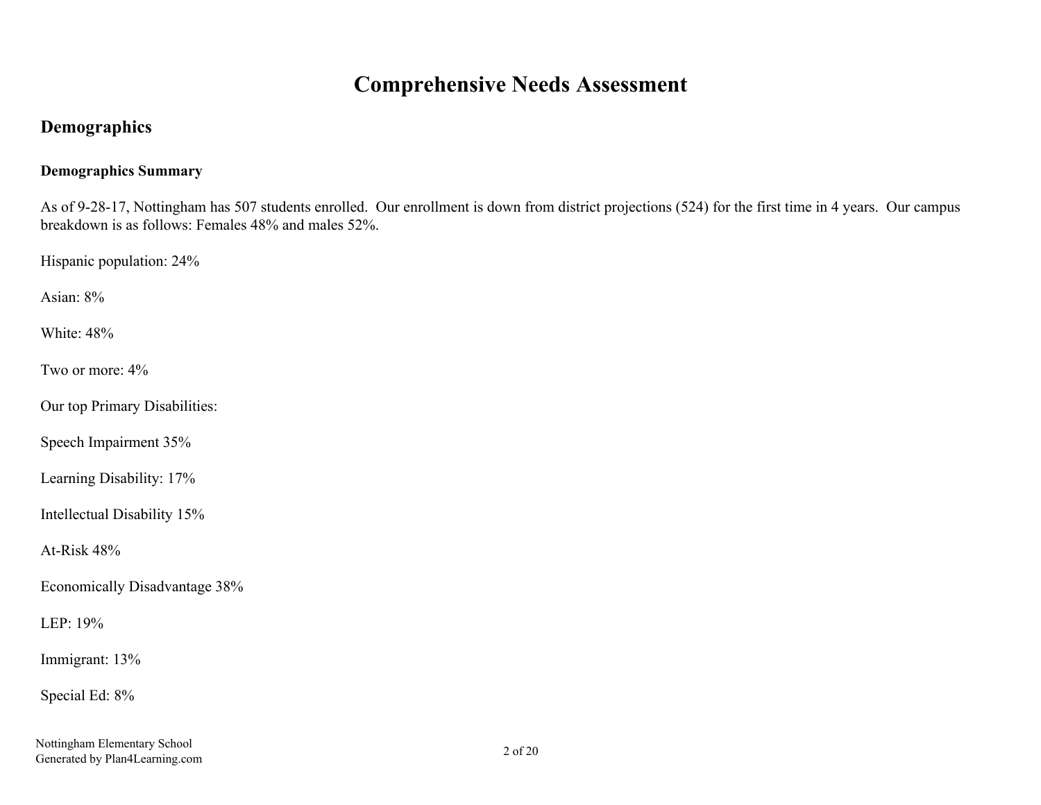# Comprehensive Needs Assessment

## Demographics

### Demographics Summary

As of 9-28-17, Nottingham has 507 students enrolled. Our enrollment is down from district projections (524) for the first time in 4 years. Our campus breakdown is as follows: Females 48% and males 52%.

Hispanic population: 24%

Asian: 8%

White: 48%

Two or more: 4%

Our top Primary Disabilities:

Speech Impairment 35%

Learning Disability: 17%

Intellectual Disability 15%

At-Risk 48%

Economically Disadvantage 38%

LEP: 19%

Immigrant: 13%

Special Ed: 8%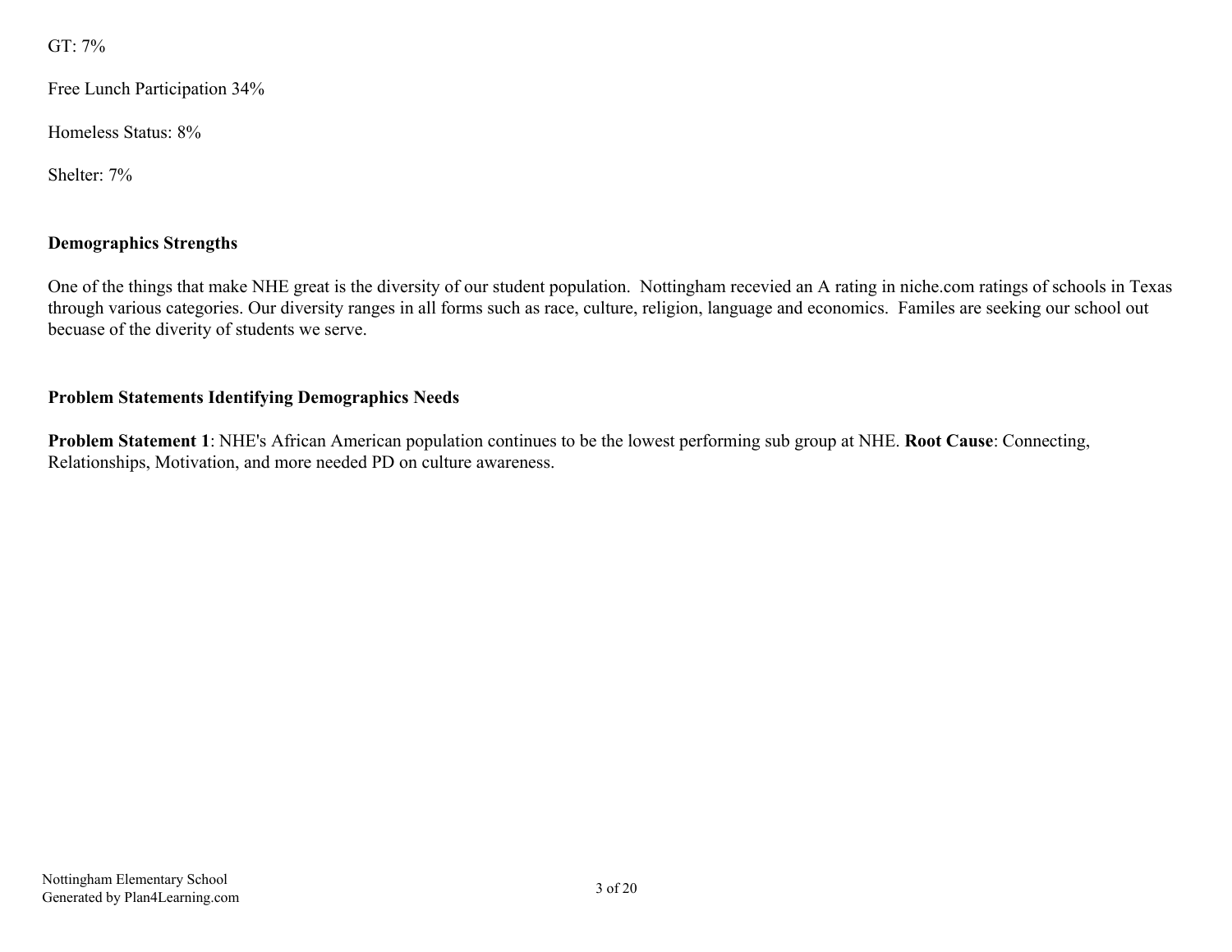GT: 7%

Free Lunch Participation 34%

Homeless Status: 8%

Shelter: 7%

**Demographics Strengths**

One of the things that make NHE great is the diversity of our student population. Nottingham recevied an A rating in niche.com ratings of schools in Texas through various categories. Our diversity ranges in all forms such as race, culture, religion, language and economics. Familes are seeking our school out becuase of the diverity of students we serve.

**Problem Statements Identifying Demographics Needs**

**Problem Statement 1**: NHE's African American population continues to be the lowest performing sub group at NHE. **Root Cause**: Connecting, Relationships, Motivation, and more needed PD on culture awareness.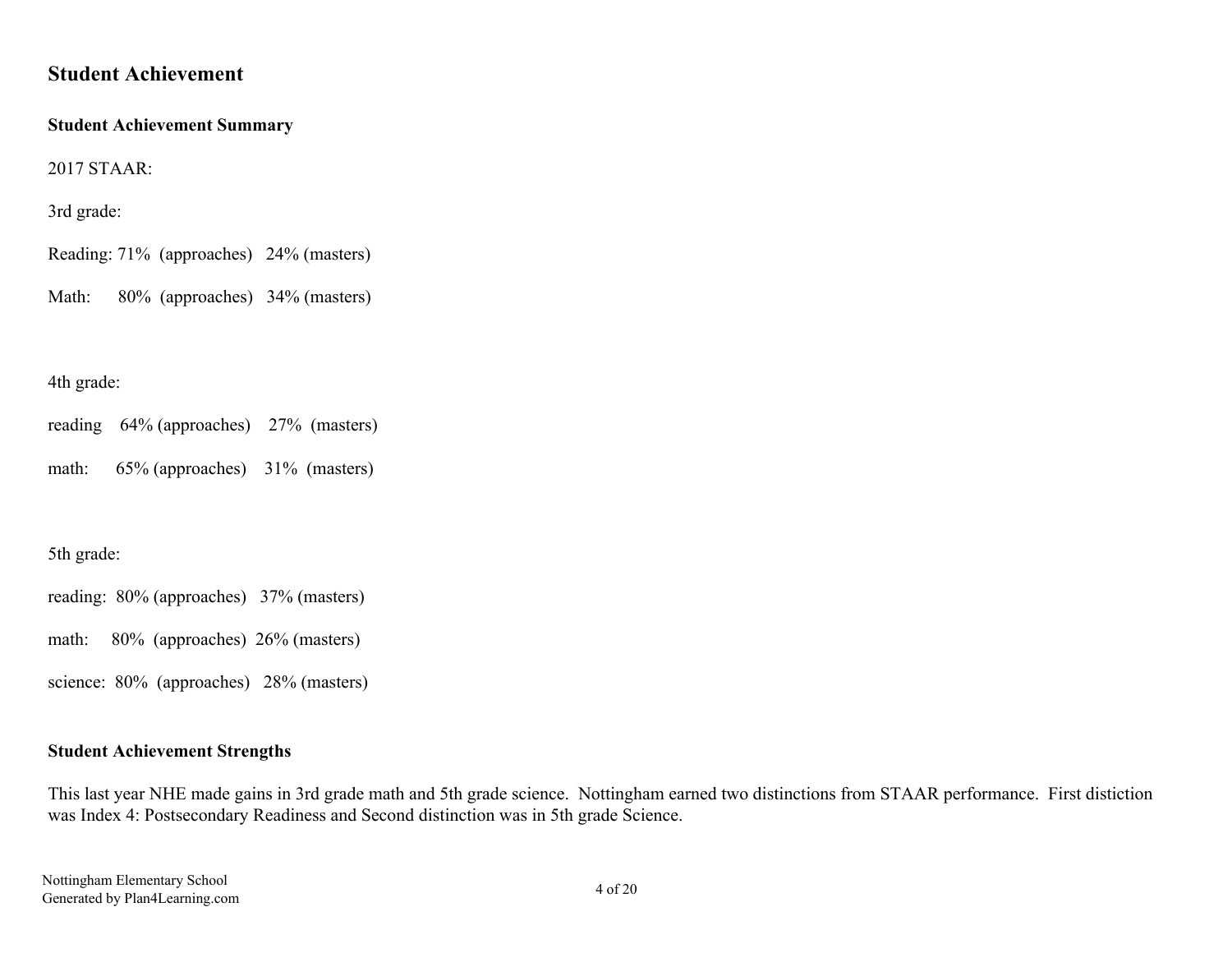# Student Achievement

## Student Achievement Summary

2017 STAAR:

3rd grade:

Reading: 71% (approaches) 24% (masters)

Math: 80% (approaches) 34% (masters)

4th grade:

reading 64% (approaches) 27% (masters)

math: 65% (approaches) 31% (masters)

5th grade:

reading: 80% (approaches) 37% (masters)

math: 80% (approaches) 26% (masters)

science: 80% (approaches) 28% (masters)

## Student Achievement Strengths

This last year NHE made gains in 3rd grade math and 5th grade science. Nottingham earned two distinctions from STAAR performance. First distiction was Index 4: Postsecondary Readiness and Second distinction was in 5th grade Science.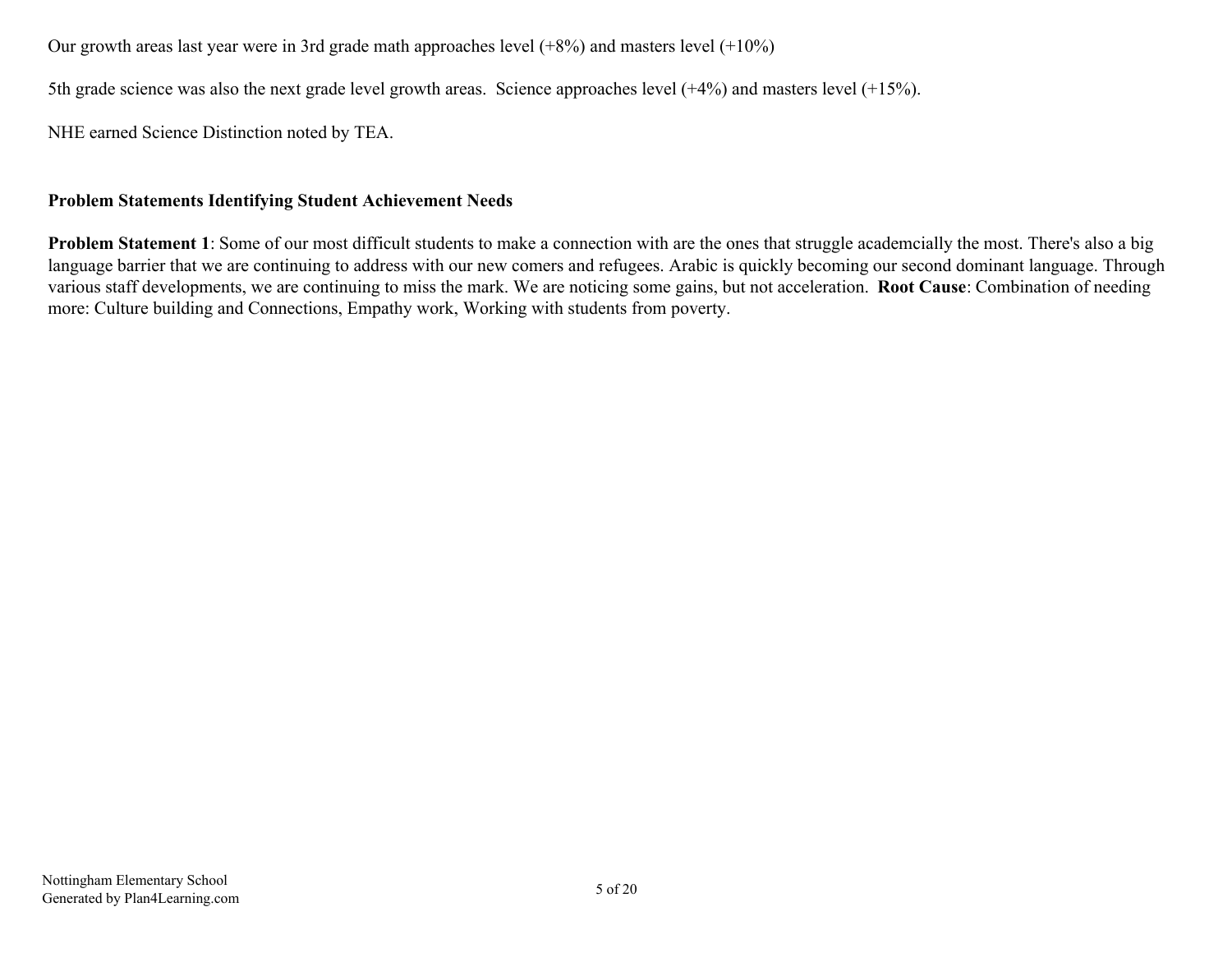Our growth areas last year were in 3rd grade math approaches level (+8%) and masters level (+10%)

5th grade science was also the next grade level growth areas. Science approaches level (+4%) and masters level (+15%).

NHE earned Science Distinction noted by TEA.

### Problem Statements Identifying Student Achievement Needs

**Problem Statement 1**: Some of our most difficult students to make a connection with are the ones that struggle academcially the most. There's also a big language barrier that we are continuing to address with our new comers and refugees. Arabic is quickly becoming our second dominant language. Through various staff developments, we are continuing to miss the mark. We are noticing some gains, but not acceleration. **Root Cause**: Combination of needing more: Culture building and Connections, Empathy work, Working with students from poverty.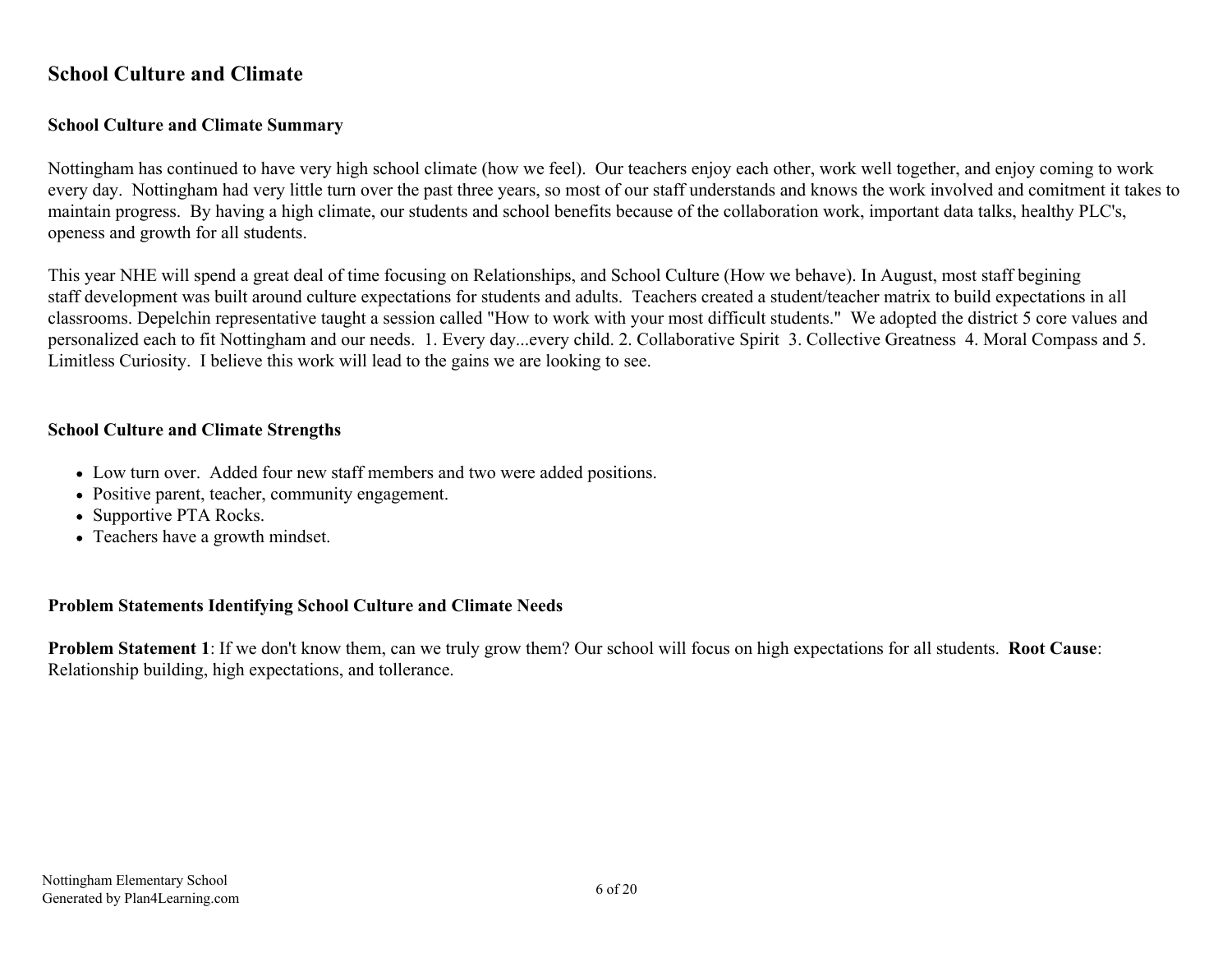## School Culture and Climate

### School Culture and Climate Summary

Nottingham has continued to have very high school climate (how we feel). Our teachers enjoy each other, work well together, and enjoy coming to work every day. Nottingham had very little turn over the past three years, so most of our staff understands and knows the work involved and comitment it takes to maintain progress. By having a high climate, our students and school benefits because of the collaboration work, important data talks, healthy PLC's, openess and growth for all students.

This year NHE will spend a great deal of time focusing on Relationships, and School Culture (How we behave). In August, most staff begining staff development was built around culture expectations for students and adults. Teachers created a student/teacher matrix to build expectations in all classrooms. Depelchin representative taught a session called "How to work with your most difficult students." We adopted the district 5 core values and personalized each to fit Nottingham and our needs. 1. Every day...every child. 2. Collaborative Spirit 3. Collective Greatness 4. Moral Compass and 5. Limitless Curiosity. I believe this work will lead to the gains we are looking to see.

### School Culture and Climate Strengths

- Low turn over. Added four new staff members and two were added positions.
- Positive parent, teacher, community engagement.
- Supportive PTA Rocks.
- Teachers have a growth mindset.

### Problem Statements Identifying School Culture and Climate Needs

**Problem Statement 1**: If we don't know them, can we truly grow them? Our school will focus on high expectations for all students. **Root Cause**: Relationship building, high expectations, and tollerance.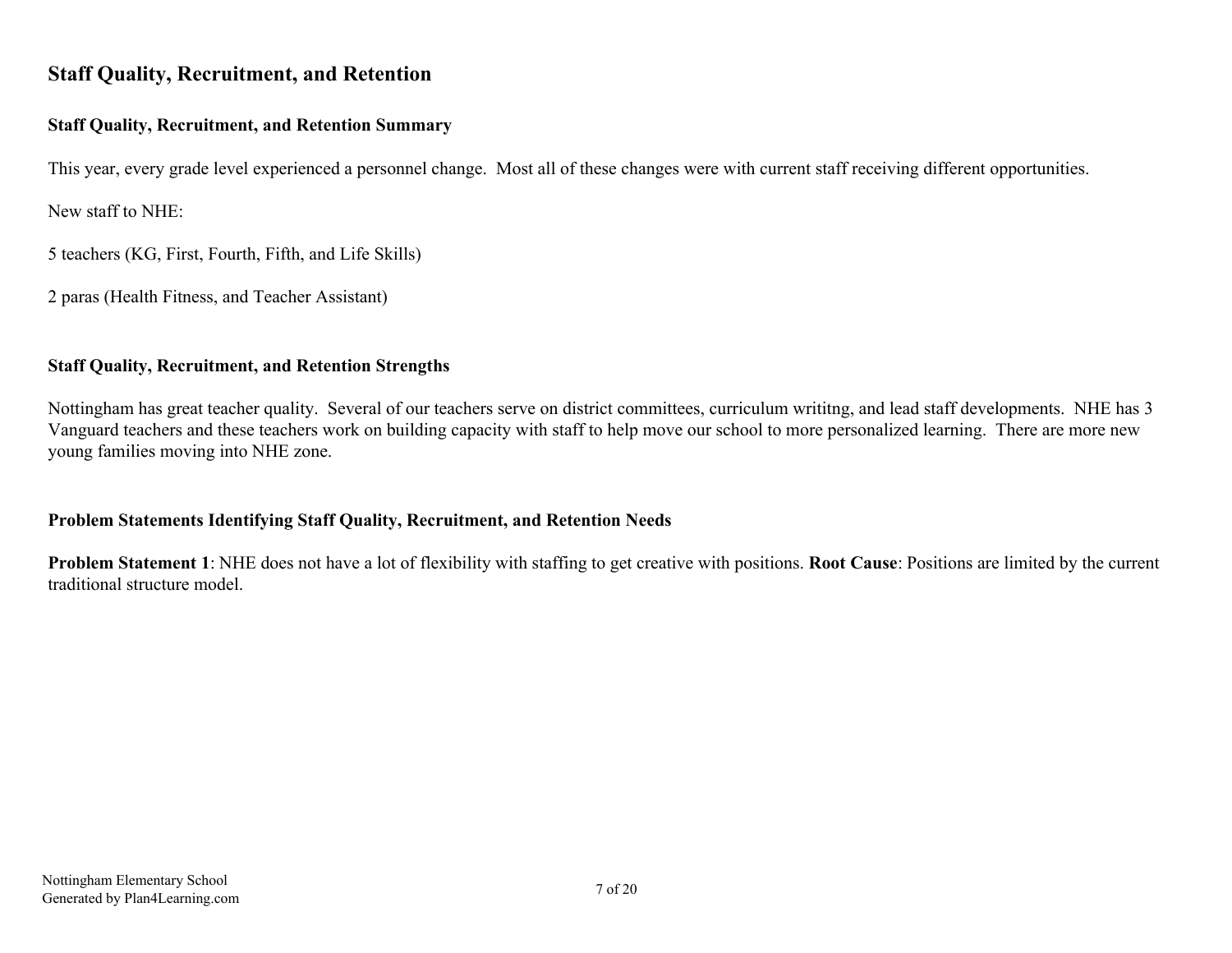## Staff Quality, Recruitment, and Retention

### Staff Quality, Recruitment, and Retention Summary

This year, every grade level experienced a personnel change. Most all of these changes were with current staff receiving different opportunities.

New staff to NHE:

5 teachers (KG, First, Fourth, Fifth, and Life Skills)

2 paras (Health Fitness, and Teacher Assistant)

### Staff Quality, Recruitment, and Retention Strengths

Nottingham has great teacher quality. Several of our teachers serve on district committees, curriculum writitng, and lead staff developments. NHE has 3 Vanguard teachers and these teachers work on building capacity with staff to help move our school to more personalized learning. There are more new young families moving into NHE zone.

### Problem Statements Identifying Staff Quality, Recruitment, and Retention Needs

**Problem Statement 1**: NHE does not have a lot of flexibility with staffing to get creative with positions. **Root Cause**: Positions are limited by the current traditional structure model.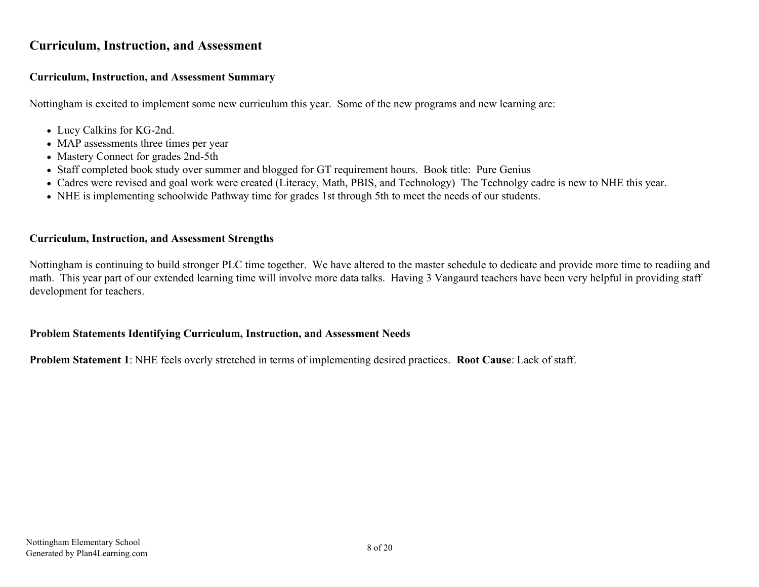## Curriculum, Instruction, and Assessment

### Curriculum, Instruction, and Assessment Summary

Nottingham is excited to implement some new curriculum this year. Some of the new programs and new learning are:

- Lucy Calkins for KG-2nd.
- MAP assessments three times per year
- Mastery Connect for grades 2nd-5th
- Staff completed book study over summer and blogged for GT requirement hours. Book title: Pure Genius
- Cadres were revised and goal work were created (Literacy, Math, PBIS, and Technology) The Technolgy cadre is new to NHE this year.
- NHE is implementing schoolwide Pathway time for grades 1st through 5th to meet the needs of our students.

### Curriculum, Instruction, and Assessment Strengths

Nottingham is continuing to build stronger PLC time together. We have altered to the master schedule to dedicate and provide more time to readiing and math. This year part of our extended learning time will involve more data talks. Having 3 Vangaurd teachers have been very helpful in providing staff development for teachers.

### Problem Statements Identifying Curriculum, Instruction, and Assessment Needs

**Problem Statement 1**: NHE feels overly stretched in terms of implementing desired practices. **Root Cause**: Lack of staff.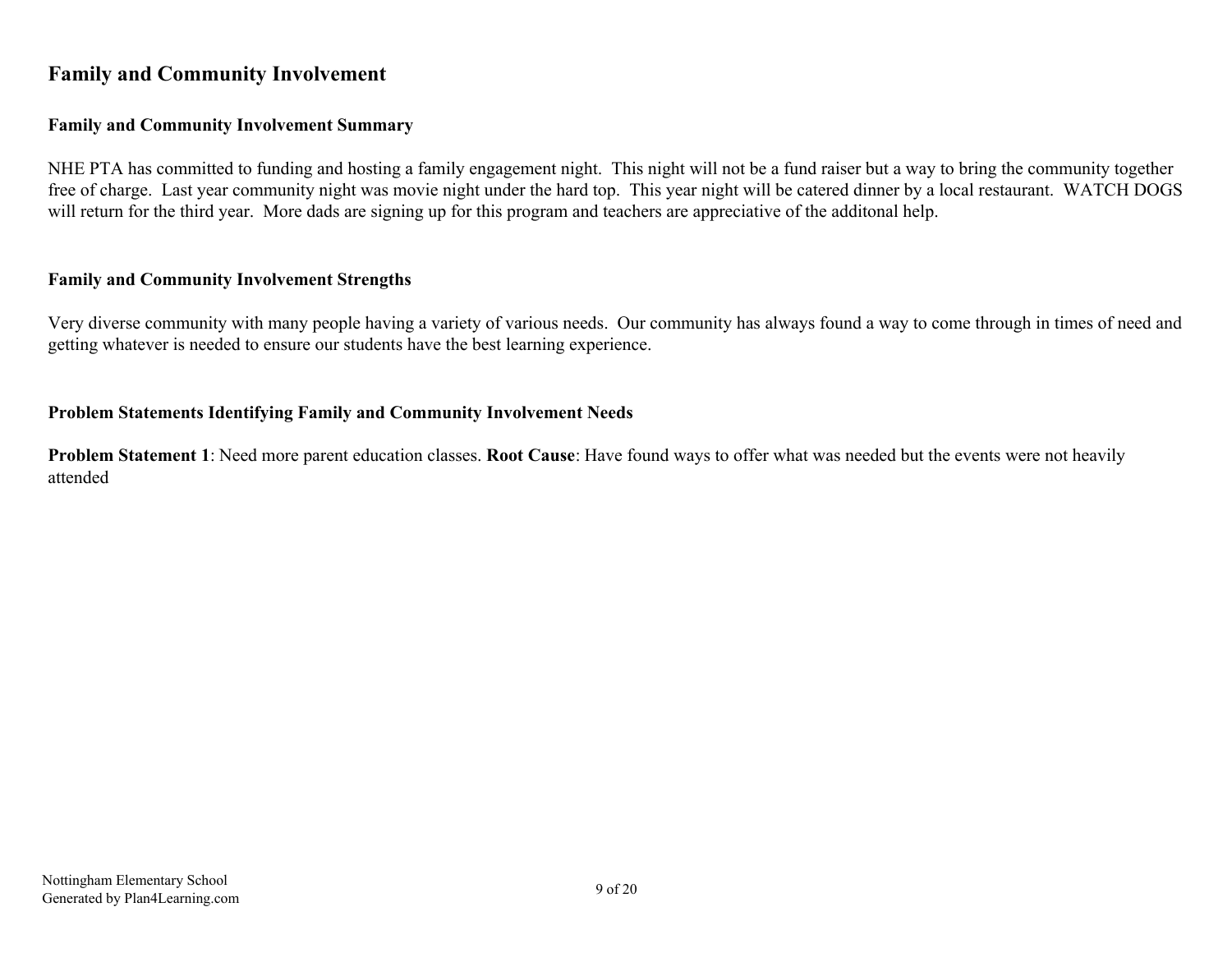## Family and Community Involvement

### Family and Community Involvement Summary

NHE PTA has committed to funding and hosting a family engagement night. This night will not be a fund raiser but a way to bring the community together free of charge. Last year community night was movie night under the hard top. This year night will be catered dinner by a local restaurant. WATCH DOGS will return for the third year. More dads are signing up for this program and teachers are appreciative of the additonal help.

### Family and Community Involvement Strengths

Very diverse community with many people having a variety of various needs. Our community has always found a way to come through in times of need and getting whatever is needed to ensure our students have the best learning experience.

### Problem Statements Identifying Family and Community Involvement Needs

**Problem Statement 1**: Need more parent education classes. **Root Cause**: Have found ways to offer what was needed but the events were not heavily attended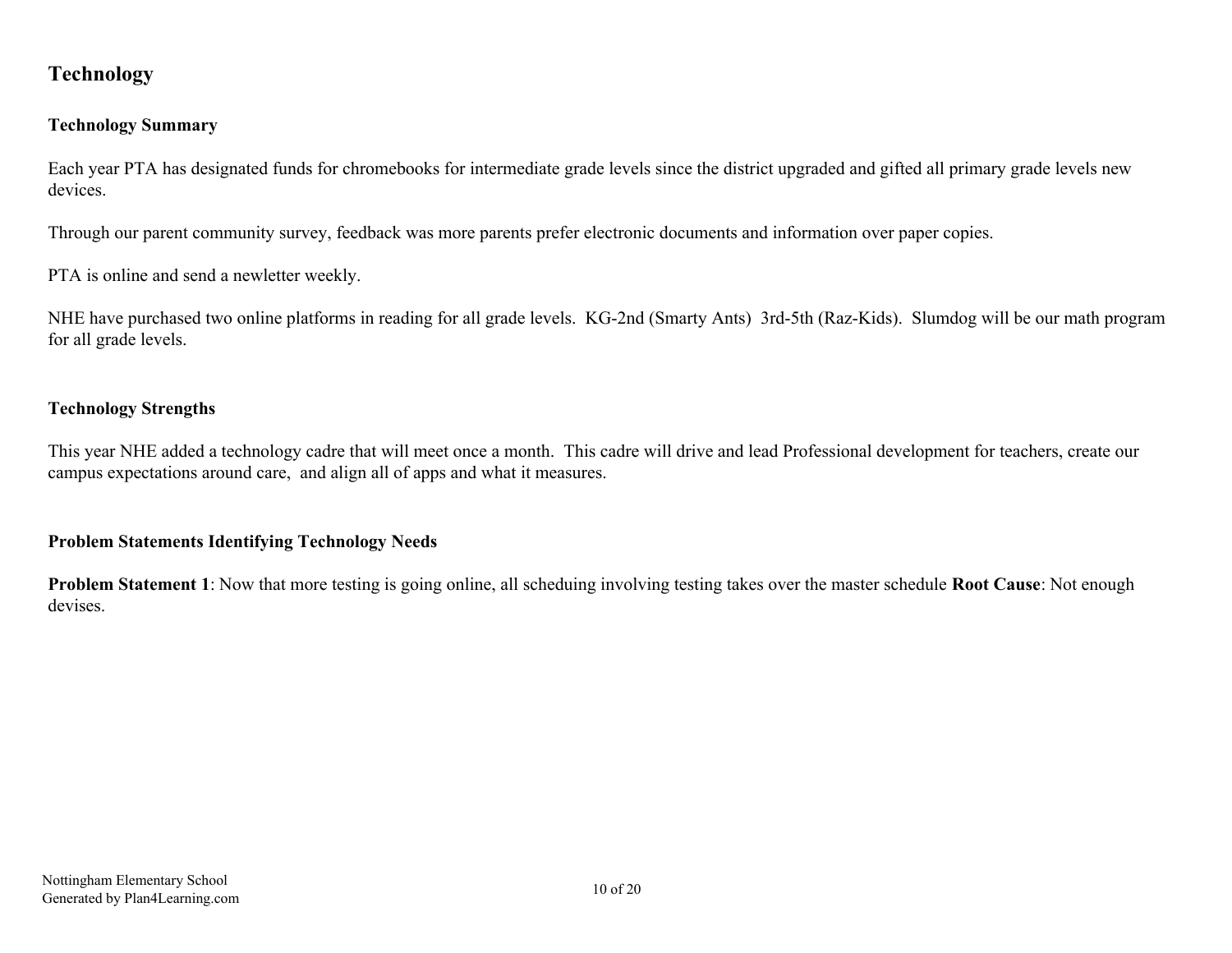## Technology

### Technology Summary

Each year PTA has designated funds for chromebooks for intermediate grade levels since the district upgraded and gifted all primary grade levels new devices.

Through our parent community survey, feedback was more parents prefer electronic documents and information over paper copies.

PTA is online and send a newletter weekly.

NHE have purchased two online platforms in reading for all grade levels. KG-2nd (Smarty Ants) 3rd-5th (Raz-Kids). Slumdog will be our math program for all grade levels.

### Technology Strengths

This year NHE added a technology cadre that will meet once a month. This cadre will drive and lead Professional development for teachers, create our campus expectations around care, and align all of apps and what it measures.

### Problem Statements Identifying Technology Needs

**Problem Statement 1**: Now that more testing is going online, all scheduing involving testing takes over the master schedule **Root Cause**: Not enough devises.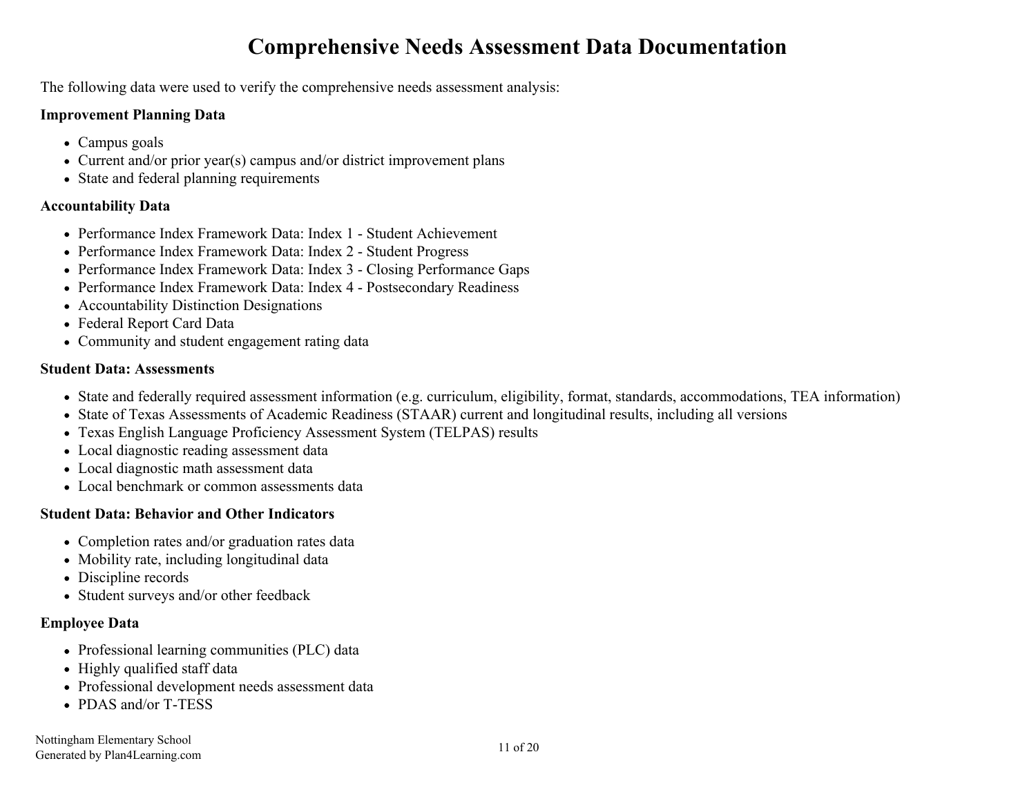# Comprehensive Needs Assessment Data Documentation

The following data were used to verify the comprehensive needs assessment analysis:

**Improvement Planning Data**

- Campus goals
- Current and/or prior year(s) campus and/or district improvement plans
- State and federal planning requirements

**Accountability Data**

- Performance Index Framework Data: Index 1 - Student Achievement
- Performance Index Framework Data: Index 2 - Student Progress
- Performance Index Framework Data: Index 3 - Closing Performance Gaps
- Performance Index Framework Data: Index 4 - Postsecondary Readiness
- Accountability Distinction Designations
- Federal Report Card Data
- Community and student engagement rating data

**Student Data: Assessments**

- State and federally required assessment information (e.g. curriculum, eligibility, format, standards, accommodations, TEA information)
- State of Texas Assessments of Academic Readiness (STAAR) current and longitudinal results, including all versions
- Texas English Language Proficiency Assessment System (TELPAS) results
- Local diagnostic reading assessment data
- Local diagnostic math assessment data
- Local benchmark or common assessments data

**Student Data: Behavior and Other Indicators**

- Completion rates and/or graduation rates data
- Mobility rate, including longitudinal data
- Discipline records
- Student surveys and/or other feedback

**Employee Data**

- Professional learning communities (PLC) data
- Highly qualified staff data
- Professional development needs assessment data
- PDAS and/or T-TESS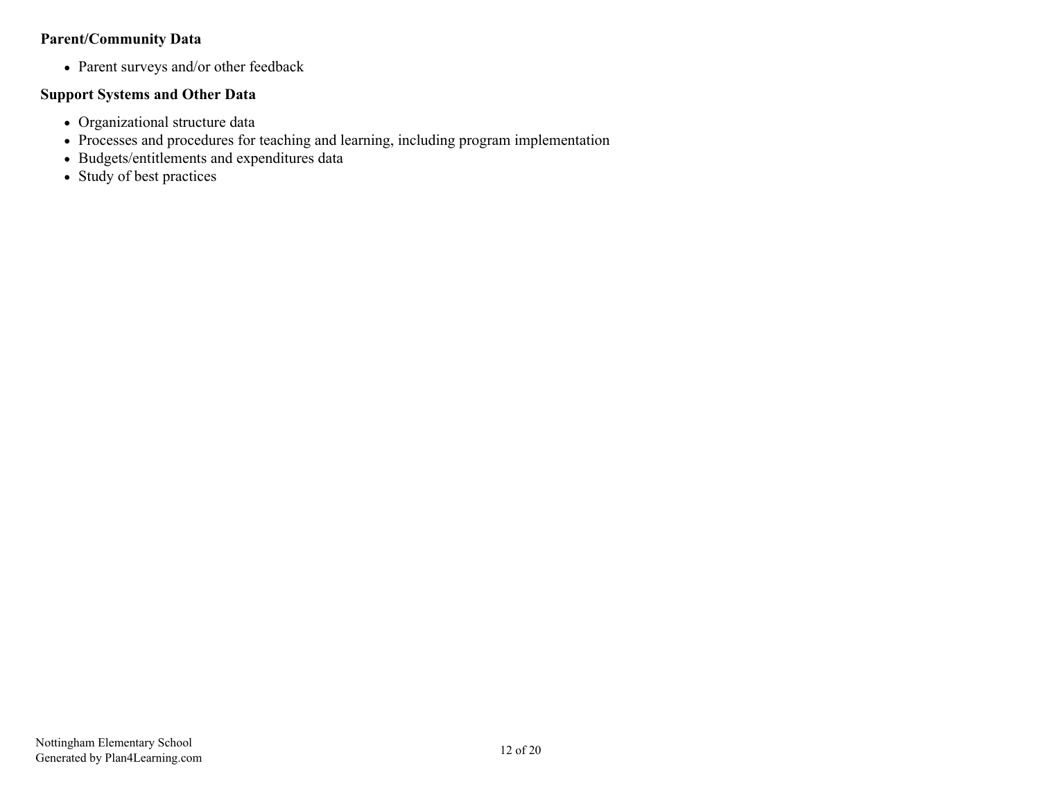**Parent/Community Data**

- Parent surveys and/or other feedback

**Support Systems and Other Data**

- Organizational structure data
- Processes and procedures for teaching and learning, including program implementation
- Budgets/entitlements and expenditures data
- Study of best practices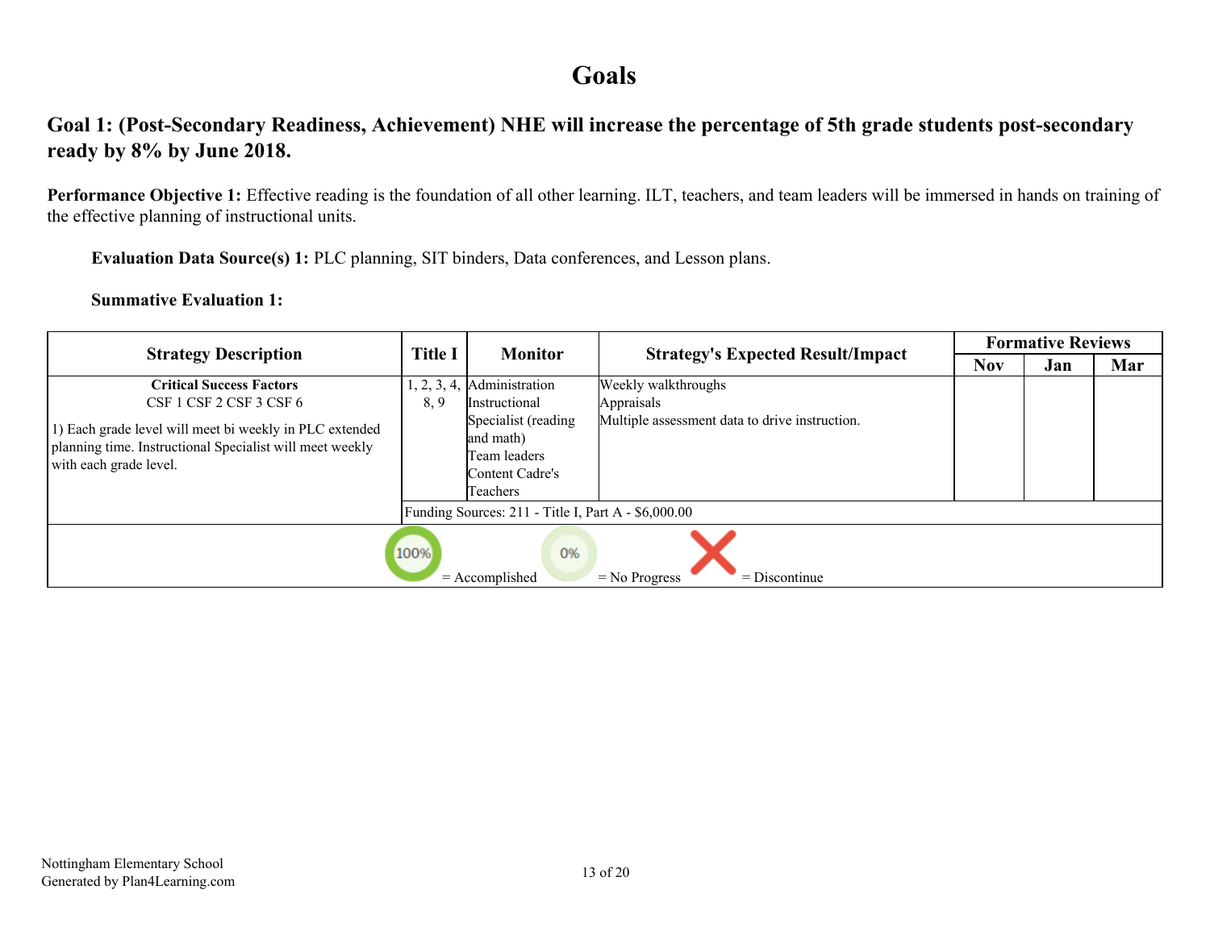# Goals

## Goal 1: (Post-Secondary Readiness, Achievement) NHE will increase the percentage of 5th grade students post-secondary ready by 8% by June 2018.

**Performance Objective 1:** Effective reading is the foundation of all other learning. ILT, teachers, and team leaders will be immersed in hands on training of the effective planning of instructional units.

**Evaluation Data Source(s) 1:** PLC planning, SIT binders, Data conferences, and Lesson plans.

**Summative Evaluation 1:**

| Strategy Description | Title I | Monitor | Strategy's Expected Result/Impact | Formative Reviews | | |
|---|---|---|---|---|---|---|
| | | | | Nov | Jan | Mar |
| **Critical Success Factors**<br>CSF 1 CSF 2 CSF 3 CSF 6<br><br>1) Each grade level will meet bi weekly in PLC extended planning time. Instructional Specialist will meet weekly with each grade level. | 1, 2, 3, 4, 8, 9 | Administration<br>Instructional Specialist (reading and math)<br>Team leaders<br>Content Cadre's<br>Teachers | Weekly walkthroughs<br>Appraisals<br>Multiple assessment data to drive instruction. | | | |
| | Funding Sources: 211 - Title I, Part A - $6,000.00 | | | | | |

100% = Accomplished 0% = No Progress X = Discontinue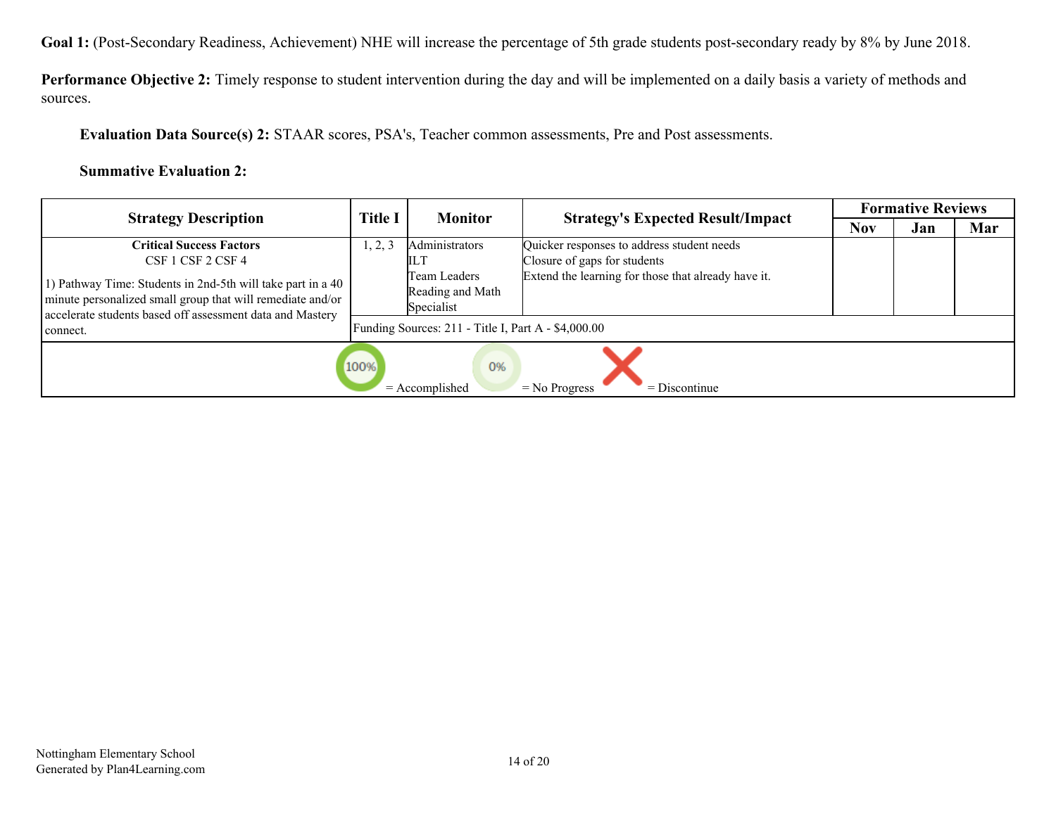**Goal 1:** (Post-Secondary Readiness, Achievement) NHE will increase the percentage of 5th grade students post-secondary ready by 8% by June 2018.

**Performance Objective 2:** Timely response to student intervention during the day and will be implemented on a daily basis a variety of methods and sources.

**Evaluation Data Source(s) 2:** STAAR scores, PSA's, Teacher common assessments, Pre and Post assessments.

**Summative Evaluation 2:**

| Strategy Description | Title I | Monitor | Strategy's Expected Result/Impact | Formative Reviews | | |
|---|---|---|---|---|---|---|
| | | | | Nov | Jan | Mar |
| **Critical Success Factors**<br>CSF 1 CSF 2 CSF 4<br><br>1) Pathway Time: Students in 2nd-5th will take part in a 40 minute personalized small group that will remediate and/or accelerate students based off assessment data and Mastery connect. | 1, 2, 3 | Administrators<br>ILT<br>Team Leaders<br>Reading and Math Specialist | Quicker responses to address student needs<br>Closure of gaps for students<br>Extend the learning for those that already have it. | | | |
| | Funding Sources: 211 - Title I, Part A - $4,000.00 | | | | | |

100% = Accomplished 0% = No Progress X = Discontinue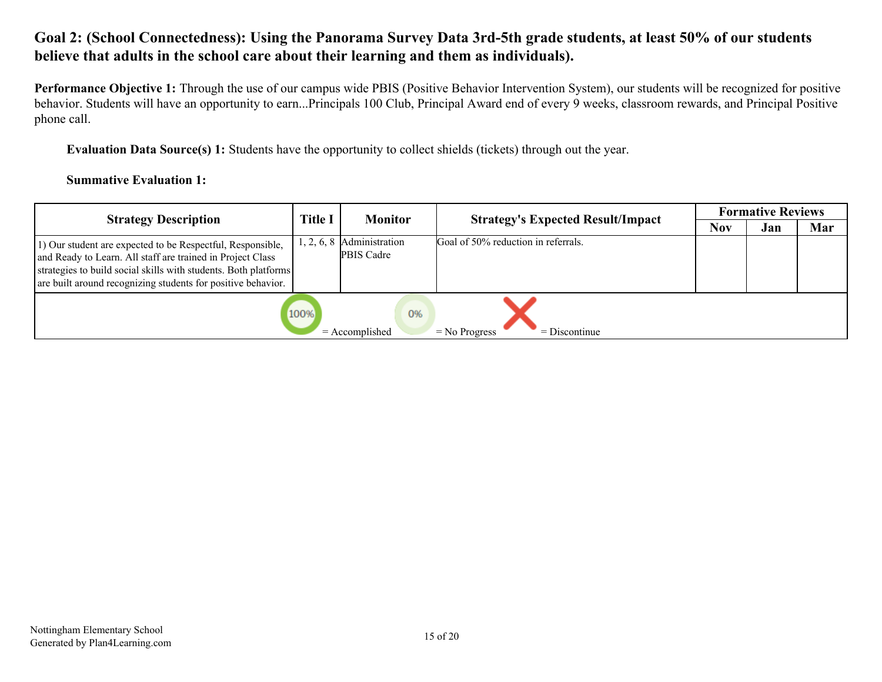**Goal 2: (School Connectedness): Using the Panorama Survey Data 3rd-5th grade students, at least 50% of our students believe that adults in the school care about their learning and them as individuals).**

**Performance Objective 1:** Through the use of our campus wide PBIS (Positive Behavior Intervention System), our students will be recognized for positive behavior. Students will have an opportunity to earn...Principals 100 Club, Principal Award end of every 9 weeks, classroom rewards, and Principal Positive phone call.

**Evaluation Data Source(s) 1:** Students have the opportunity to collect shields (tickets) through out the year.

**Summative Evaluation 1:**

| Strategy Description | Title I | Monitor | Strategy's Expected Result/Impact | Formative Reviews | | |
|---|---|---|---|---|---|---|
| | | | | Nov | Jan | Mar |
| 1) Our student are expected to be Respectful, Responsible, and Ready to Learn. All staff are trained in Project Class strategies to build social skills with students. Both platforms are built around recognizing students for positive behavior. | 1, 2, 6, 8 | Administration<br>PBIS Cadre | Goal of 50% reduction in referrals. | | | |

100% = Accomplished &nbsp; 0% = No Progress &nbsp; X = Discontinue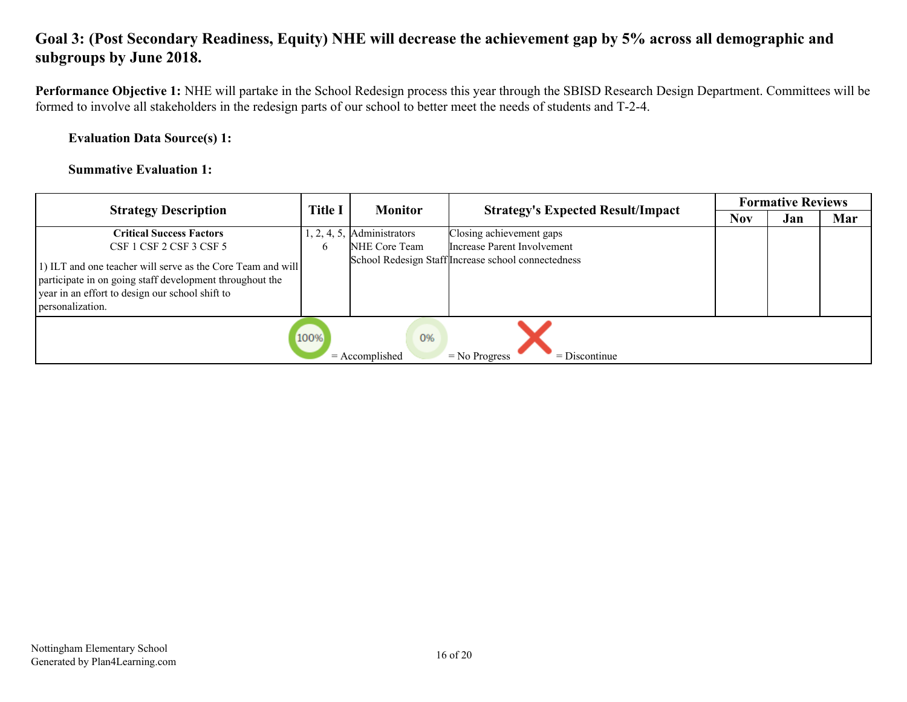## Goal 3: (Post Secondary Readiness, Equity) NHE will decrease the achievement gap by 5% across all demographic and subgroups by June 2018.

**Performance Objective 1:** NHE will partake in the School Redesign process this year through the SBISD Research Design Department. Committees will be formed to involve all stakeholders in the redesign parts of our school to better meet the needs of students and T-2-4.

**Evaluation Data Source(s) 1:**

**Summative Evaluation 1:**

| Strategy Description | Title I | Monitor | Strategy's Expected Result/Impact | Formative Reviews | | |
|---|---|---|---|---|---|---|
| | | | | Nov | Jan | Mar |
| **Critical Success Factors**<br>CSF 1 CSF 2 CSF 3 CSF 5<br><br>1) ILT and one teacher will serve as the Core Team and will participate in on going staff development throughout the year in an effort to design our school shift to personalization. | 1, 2, 4, 5, 6 | Administrators<br>NHE Core Team<br>School Redesign Staff | Closing achievement gaps<br>Increase Parent Involvement<br>Increase school connectedness | | | |

100% = Accomplished 0% = No Progress X = Discontinue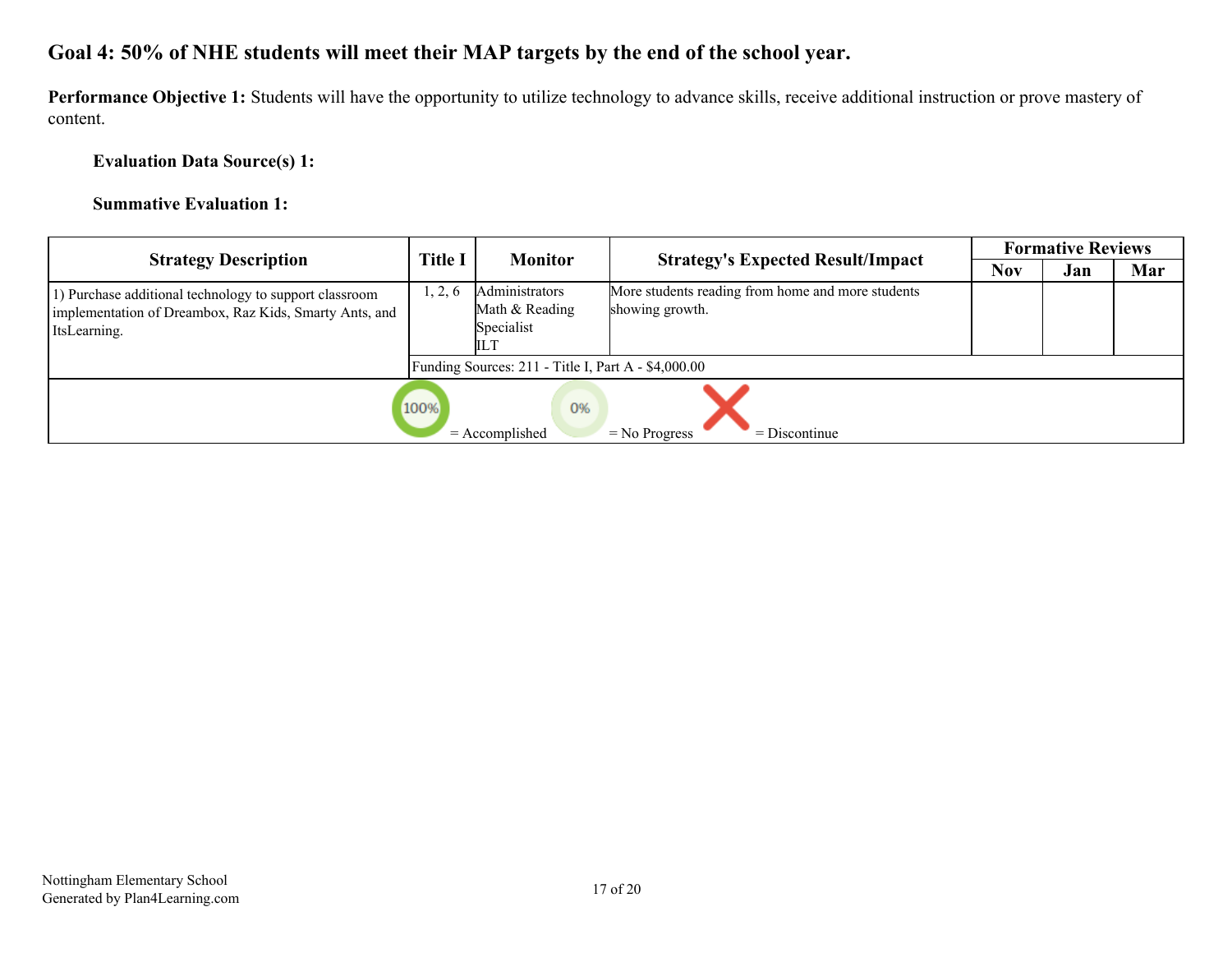## Goal 4: 50% of NHE students will meet their MAP targets by the end of the school year.

**Performance Objective 1:** Students will have the opportunity to utilize technology to advance skills, receive additional instruction or prove mastery of content.

**Evaluation Data Source(s) 1:**

**Summative Evaluation 1:**

| Strategy Description | Title I | Monitor | Strategy's Expected Result/Impact | Formative Reviews | | |
|---|---|---|---|---|---|---|
| | | | | Nov | Jan | Mar |
| 1) Purchase additional technology to support classroom implementation of Dreambox, Raz Kids, Smarty Ants, and ItsLearning. | 1, 2, 6 | Administrators<br>Math & Reading Specialist<br>ILT | More students reading from home and more students showing growth. | | | |
| | Funding Sources: 211 - Title I, Part A - $4,000.00 | | | | | |

100% = Accomplished 0% = No Progress X = Discontinue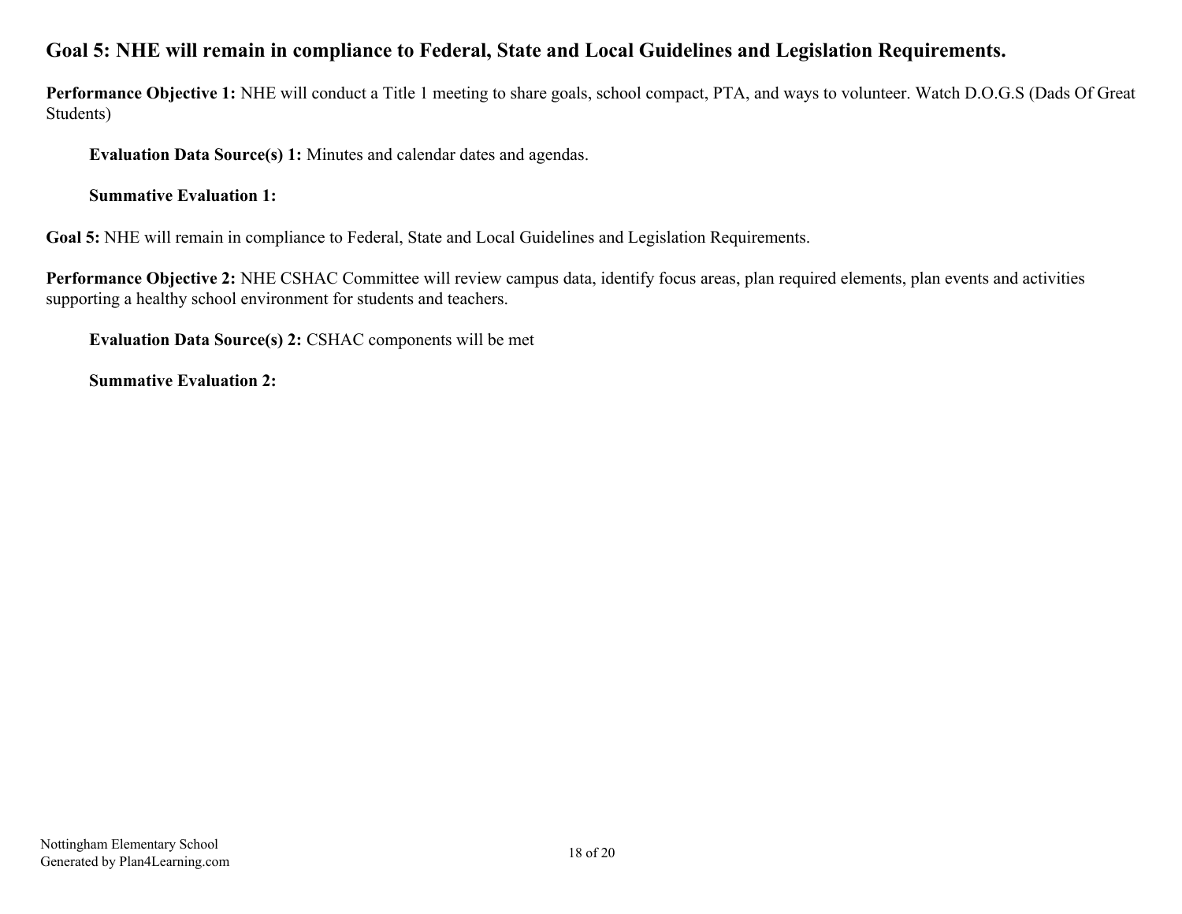## Goal 5: NHE will remain in compliance to Federal, State and Local Guidelines and Legislation Requirements.

**Performance Objective 1:** NHE will conduct a Title 1 meeting to share goals, school compact, PTA, and ways to volunteer. Watch D.O.G.S (Dads Of Great Students)

**Evaluation Data Source(s) 1:** Minutes and calendar dates and agendas.

**Summative Evaluation 1:**

**Goal 5:** NHE will remain in compliance to Federal, State and Local Guidelines and Legislation Requirements.

**Performance Objective 2:** NHE CSHAC Committee will review campus data, identify focus areas, plan required elements, plan events and activities supporting a healthy school environment for students and teachers.

**Evaluation Data Source(s) 2:** CSHAC components will be met

**Summative Evaluation 2:**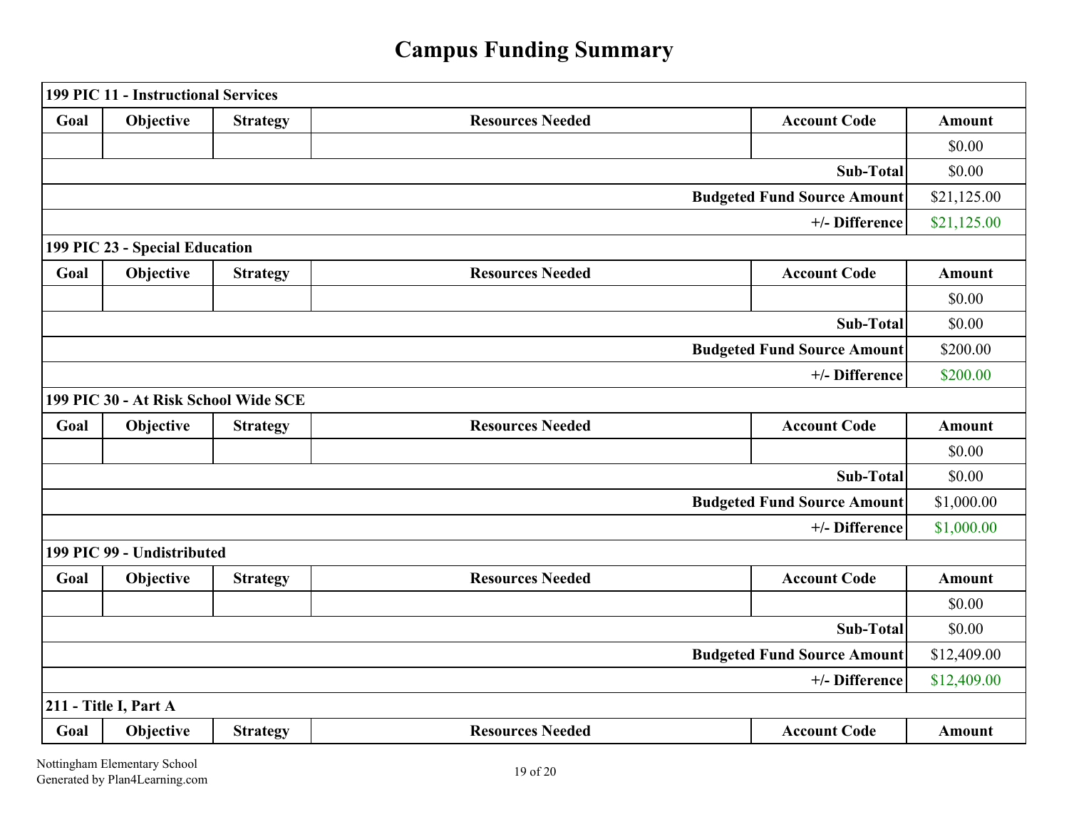# Campus Funding Summary

| 199 PIC 11 - Instructional Services | | | | | |
|---|---|---|---|---|---|
| **Goal** | **Objective** | **Strategy** | **Resources Needed** | **Account Code** | **Amount** |
| | | | | | $0.00 |
| | | | | **Sub-Total** | $0.00 |
| | | | | **Budgeted Fund Source Amount** | $21,125.00 |
| | | | | **+/- Difference** | $21,125.00 |

| 199 PIC 23 - Special Education | | | | | |
|---|---|---|---|---|---|
| **Goal** | **Objective** | **Strategy** | **Resources Needed** | **Account Code** | **Amount** |
| | | | | | $0.00 |
| | | | | **Sub-Total** | $0.00 |
| | | | | **Budgeted Fund Source Amount** | $200.00 |
| | | | | **+/- Difference** | $200.00 |

| 199 PIC 30 - At Risk School Wide SCE | | | | | |
|---|---|---|---|---|---|
| **Goal** | **Objective** | **Strategy** | **Resources Needed** | **Account Code** | **Amount** |
| | | | | | $0.00 |
| | | | | **Sub-Total** | $0.00 |
| | | | | **Budgeted Fund Source Amount** | $1,000.00 |
| | | | | **+/- Difference** | $1,000.00 |

| 199 PIC 99 - Undistributed | | | | | |
|---|---|---|---|---|---|
| **Goal** | **Objective** | **Strategy** | **Resources Needed** | **Account Code** | **Amount** |
| | | | | | $0.00 |
| | | | | **Sub-Total** | $0.00 |
| | | | | **Budgeted Fund Source Amount** | $12,409.00 |
| | | | | **+/- Difference** | $12,409.00 |

| 211 - Title I, Part A | | | | | |
|---|---|---|---|---|---|
| **Goal** | **Objective** | **Strategy** | **Resources Needed** | **Account Code** | **Amount** |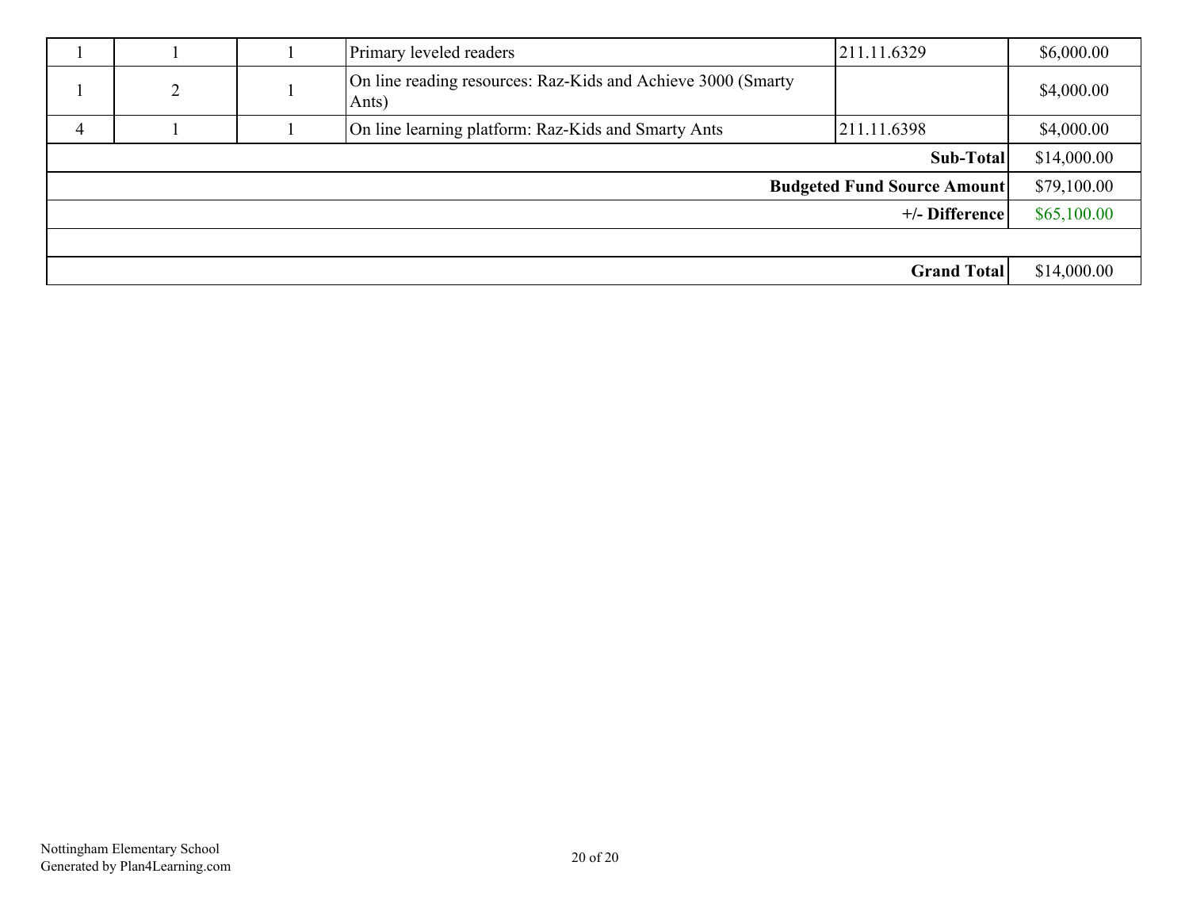| | | | | | |
|---|---|---|---|---|---|
| 1 | 1 | 1 | Primary leveled readers | 211.11.6329 | $6,000.00 |
| 1 | 2 | 1 | On line reading resources: Raz-Kids and Achieve 3000 (Smarty Ants) | | $4,000.00 |
| 4 | 1 | 1 | On line learning platform: Raz-Kids and Smarty Ants | 211.11.6398 | $4,000.00 |
| | | | | **Sub-Total** | $14,000.00 |
| | | | | **Budgeted Fund Source Amount** | $79,100.00 |
| | | | | **+/- Difference** | $65,100.00 |
| | | | | | |
| | | | | **Grand Total** | $14,000.00 |